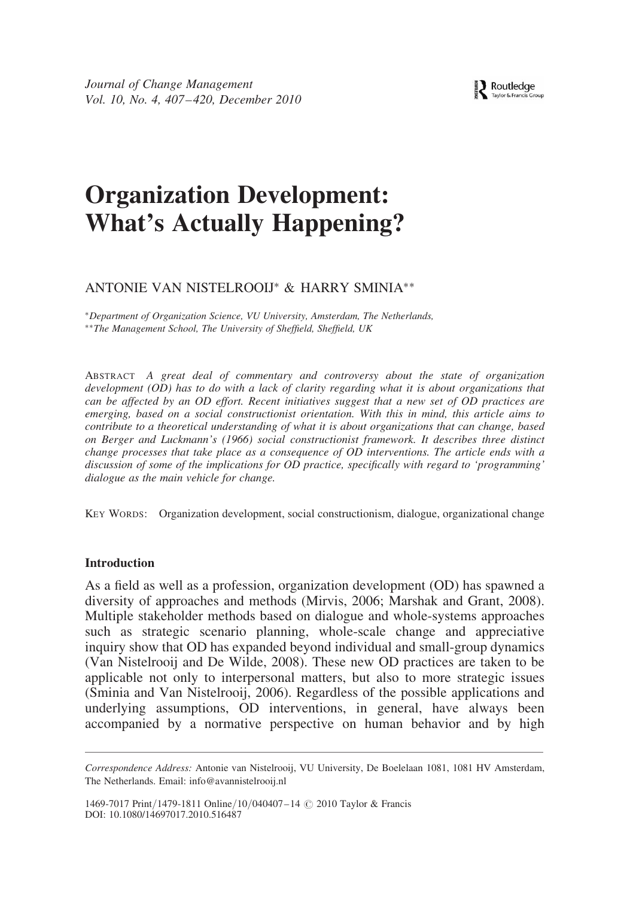# Organization Development: What's Actually Happening?

ANTONIE VAN NISTELROOIJ* & HARRY SMINIA**

*Department of Organization Science, VU University, Amsterdam, The Netherlands,
**The Management School, The University of Sheffield, Sheffield, UK

ABSTRACT *A great deal of commentary and controversy about the state of organization development (OD) has to do with a lack of clarity regarding what it is about organizations that can be affected by an OD effort. Recent initiatives suggest that a new set of OD practices are emerging, based on a social constructionist orientation. With this in mind, this article aims to contribute to a theoretical understanding of what it is about organizations that can change, based on Berger and Luckmann's (1966) social constructionist framework. It describes three distinct change processes that take place as a consequence of OD interventions. The article ends with a discussion of some of the implications for OD practice, specifically with regard to 'programming' dialogue as the main vehicle for change.*

KEY WORDS: Organization development, social constructionism, dialogue, organizational change

## Introduction

As a field as well as a profession, organization development (OD) has spawned a diversity of approaches and methods (Mirvis, 2006; Marshak and Grant, 2008). Multiple stakeholder methods based on dialogue and whole-systems approaches such as strategic scenario planning, whole-scale change and appreciative inquiry show that OD has expanded beyond individual and small-group dynamics (Van Nistelrooij and De Wilde, 2008). These new OD practices are taken to be applicable not only to interpersonal matters, but also to more strategic issues (Sminia and Van Nistelrooij, 2006). Regardless of the possible applications and underlying assumptions, OD interventions, in general, have always been accompanied by a normative perspective on human behavior and by high

*Correspondence Address:* Antonie van Nistelrooij, VU University, De Boelelaan 1081, 1081 HV Amsterdam, The Netherlands. Email: info@avannistelrooij.nl

1469-7017 Print/1479-1811 Online/10/040407-14 © 2010 Taylor & Francis
DOI: 10.1080/14697017.2010.516487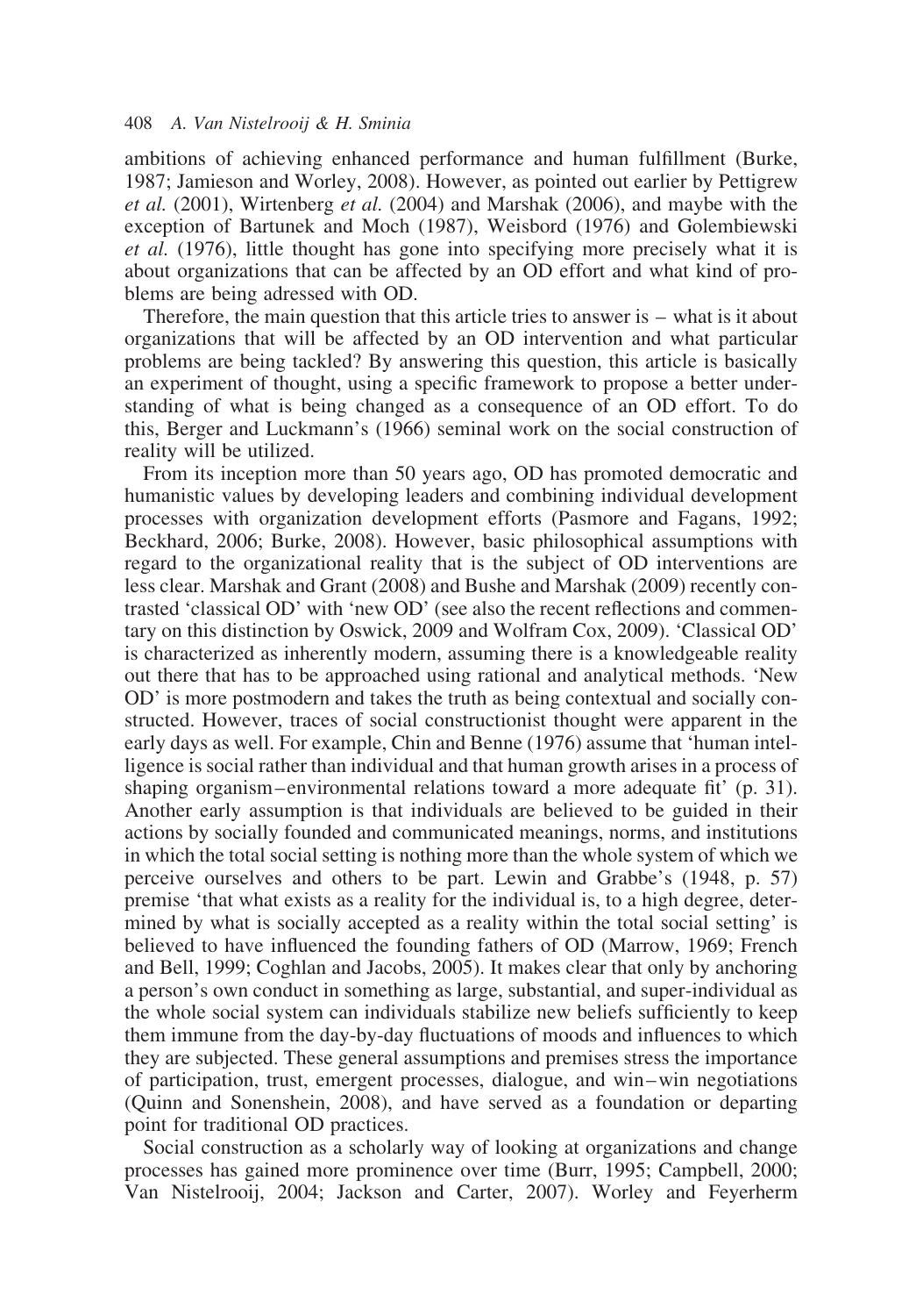ambitions of achieving enhanced performance and human fulfillment (Burke, 1987; Jamieson and Worley, 2008). However, as pointed out earlier by Pettigrew *et al.* (2001), Wirtenberg *et al.* (2004) and Marshak (2006), and maybe with the exception of Bartunek and Moch (1987), Weisbord (1976) and Golembiewski *et al.* (1976), little thought has gone into specifying more precisely what it is about organizations that can be affected by an OD effort and what kind of problems are being adressed with OD.

Therefore, the main question that this article tries to answer is – what is it about organizations that will be affected by an OD intervention and what particular problems are being tackled? By answering this question, this article is basically an experiment of thought, using a specific framework to propose a better understanding of what is being changed as a consequence of an OD effort. To do this, Berger and Luckmann's (1966) seminal work on the social construction of reality will be utilized.

From its inception more than 50 years ago, OD has promoted democratic and humanistic values by developing leaders and combining individual development processes with organization development efforts (Pasmore and Fagans, 1992; Beckhard, 2006; Burke, 2008). However, basic philosophical assumptions with regard to the organizational reality that is the subject of OD interventions are less clear. Marshak and Grant (2008) and Bushe and Marshak (2009) recently contrasted 'classical OD' with 'new OD' (see also the recent reflections and commentary on this distinction by Oswick, 2009 and Wolfram Cox, 2009). 'Classical OD' is characterized as inherently modern, assuming there is a knowledgeable reality out there that has to be approached using rational and analytical methods. 'New OD' is more postmodern and takes the truth as being contextual and socially constructed. However, traces of social constructionist thought were apparent in the early days as well. For example, Chin and Benne (1976) assume that 'human intelligence is social rather than individual and that human growth arises in a process of shaping organism–environmental relations toward a more adequate fit' (p. 31). Another early assumption is that individuals are believed to be guided in their actions by socially founded and communicated meanings, norms, and institutions in which the total social setting is nothing more than the whole system of which we perceive ourselves and others to be part. Lewin and Grabbe's (1948, p. 57) premise 'that what exists as a reality for the individual is, to a high degree, determined by what is socially accepted as a reality within the total social setting' is believed to have influenced the founding fathers of OD (Marrow, 1969; French and Bell, 1999; Coghlan and Jacobs, 2005). It makes clear that only by anchoring a person's own conduct in something as large, substantial, and super-individual as the whole social system can individuals stabilize new beliefs sufficiently to keep them immune from the day-by-day fluctuations of moods and influences to which they are subjected. These general assumptions and premises stress the importance of participation, trust, emergent processes, dialogue, and win–win negotiations (Quinn and Sonenshein, 2008), and have served as a foundation or departing point for traditional OD practices.

Social construction as a scholarly way of looking at organizations and change processes has gained more prominence over time (Burr, 1995; Campbell, 2000; Van Nistelrooij, 2004; Jackson and Carter, 2007). Worley and Feyerherm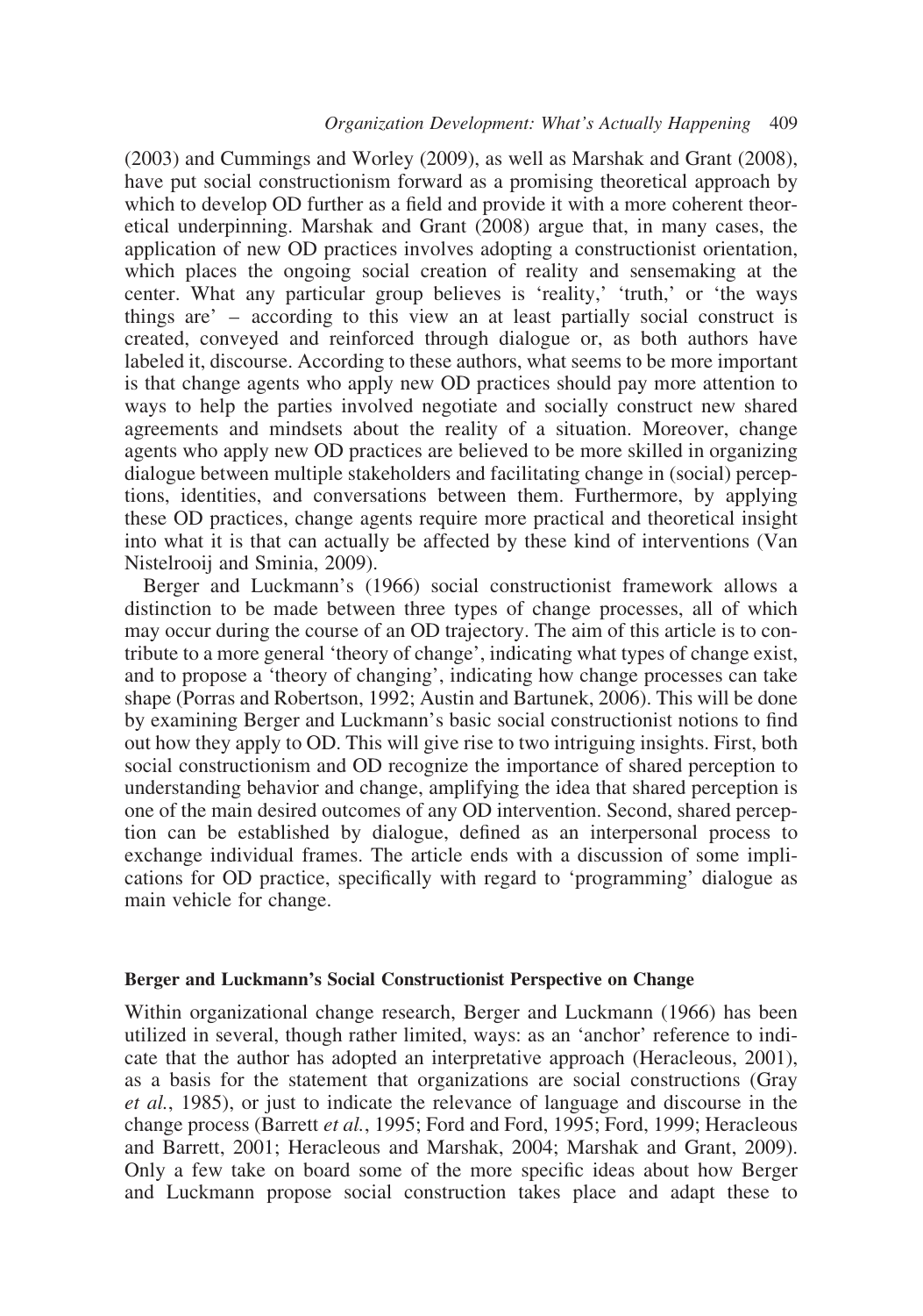(2003) and Cummings and Worley (2009), as well as Marshak and Grant (2008), have put social constructionism forward as a promising theoretical approach by which to develop OD further as a field and provide it with a more coherent theoretical underpinning. Marshak and Grant (2008) argue that, in many cases, the application of new OD practices involves adopting a constructionist orientation, which places the ongoing social creation of reality and sensemaking at the center. What any particular group believes is 'reality,' 'truth,' or 'the ways things are' – according to this view an at least partially social construct is created, conveyed and reinforced through dialogue or, as both authors have labeled it, discourse. According to these authors, what seems to be more important is that change agents who apply new OD practices should pay more attention to ways to help the parties involved negotiate and socially construct new shared agreements and mindsets about the reality of a situation. Moreover, change agents who apply new OD practices are believed to be more skilled in organizing dialogue between multiple stakeholders and facilitating change in (social) perceptions, identities, and conversations between them. Furthermore, by applying these OD practices, change agents require more practical and theoretical insight into what it is that can actually be affected by these kind of interventions (Van Nistelrooij and Sminia, 2009).

Berger and Luckmann's (1966) social constructionist framework allows a distinction to be made between three types of change processes, all of which may occur during the course of an OD trajectory. The aim of this article is to contribute to a more general 'theory of change', indicating what types of change exist, and to propose a 'theory of changing', indicating how change processes can take shape (Porras and Robertson, 1992; Austin and Bartunek, 2006). This will be done by examining Berger and Luckmann's basic social constructionist notions to find out how they apply to OD. This will give rise to two intriguing insights. First, both social constructionism and OD recognize the importance of shared perception to understanding behavior and change, amplifying the idea that shared perception is one of the main desired outcomes of any OD intervention. Second, shared perception can be established by dialogue, defined as an interpersonal process to exchange individual frames. The article ends with a discussion of some implications for OD practice, specifically with regard to 'programming' dialogue as main vehicle for change.

## Berger and Luckmann's Social Constructionist Perspective on Change

Within organizational change research, Berger and Luckmann (1966) has been utilized in several, though rather limited, ways: as an 'anchor' reference to indicate that the author has adopted an interpretative approach (Heracleous, 2001), as a basis for the statement that organizations are social constructions (Gray *et al.*, 1985), or just to indicate the relevance of language and discourse in the change process (Barrett *et al.*, 1995; Ford and Ford, 1995; Ford, 1999; Heracleous and Barrett, 2001; Heracleous and Marshak, 2004; Marshak and Grant, 2009). Only a few take on board some of the more specific ideas about how Berger and Luckmann propose social construction takes place and adapt these to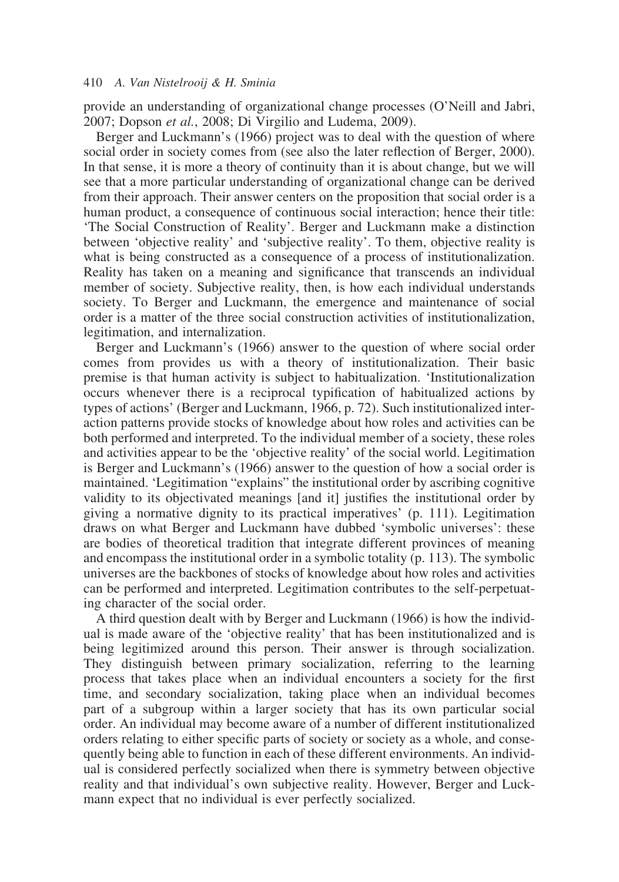provide an understanding of organizational change processes (O'Neill and Jabri, 2007; Dopson *et al.*, 2008; Di Virgilio and Ludema, 2009).

Berger and Luckmann's (1966) project was to deal with the question of where social order in society comes from (see also the later reflection of Berger, 2000). In that sense, it is more a theory of continuity than it is about change, but we will see that a more particular understanding of organizational change can be derived from their approach. Their answer centers on the proposition that social order is a human product, a consequence of continuous social interaction; hence their title: 'The Social Construction of Reality'. Berger and Luckmann make a distinction between 'objective reality' and 'subjective reality'. To them, objective reality is what is being constructed as a consequence of a process of institutionalization. Reality has taken on a meaning and significance that transcends an individual member of society. Subjective reality, then, is how each individual understands society. To Berger and Luckmann, the emergence and maintenance of social order is a matter of the three social construction activities of institutionalization, legitimation, and internalization.

Berger and Luckmann's (1966) answer to the question of where social order comes from provides us with a theory of institutionalization. Their basic premise is that human activity is subject to habitualization. 'Institutionalization occurs whenever there is a reciprocal typification of habitualized actions by types of actions' (Berger and Luckmann, 1966, p. 72). Such institutionalized interaction patterns provide stocks of knowledge about how roles and activities can be both performed and interpreted. To the individual member of a society, these roles and activities appear to be the 'objective reality' of the social world. Legitimation is Berger and Luckmann's (1966) answer to the question of how a social order is maintained. 'Legitimation "explains" the institutional order by ascribing cognitive validity to its objectivated meanings [and it] justifies the institutional order by giving a normative dignity to its practical imperatives' (p. 111). Legitimation draws on what Berger and Luckmann have dubbed 'symbolic universes': these are bodies of theoretical tradition that integrate different provinces of meaning and encompass the institutional order in a symbolic totality (p. 113). The symbolic universes are the backbones of stocks of knowledge about how roles and activities can be performed and interpreted. Legitimation contributes to the self-perpetuating character of the social order.

A third question dealt with by Berger and Luckmann (1966) is how the individual is made aware of the 'objective reality' that has been institutionalized and is being legitimized around this person. Their answer is through socialization. They distinguish between primary socialization, referring to the learning process that takes place when an individual encounters a society for the first time, and secondary socialization, taking place when an individual becomes part of a subgroup within a larger society that has its own particular social order. An individual may become aware of a number of different institutionalized orders relating to either specific parts of society or society as a whole, and consequently being able to function in each of these different environments. An individual is considered perfectly socialized when there is symmetry between objective reality and that individual's own subjective reality. However, Berger and Luckmann expect that no individual is ever perfectly socialized.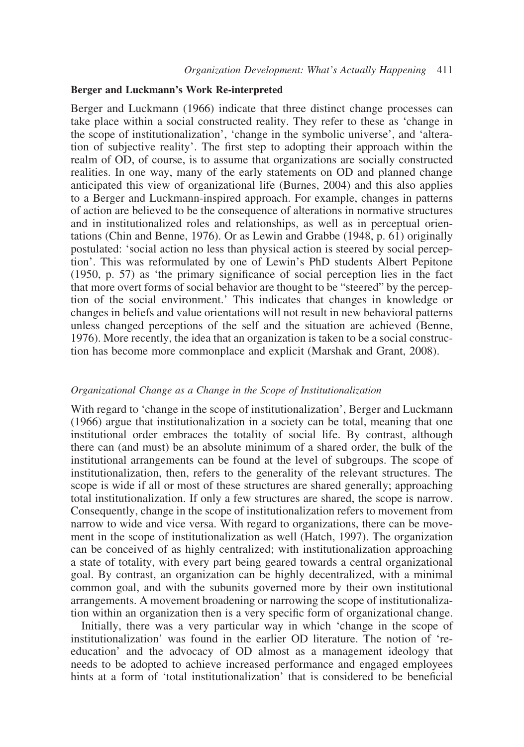### Berger and Luckmann's Work Re-interpreted

Berger and Luckmann (1966) indicate that three distinct change processes can take place within a social constructed reality. They refer to these as 'change in the scope of institutionalization', 'change in the symbolic universe', and 'alteration of subjective reality'. The first step to adopting their approach within the realm of OD, of course, is to assume that organizations are socially constructed realities. In one way, many of the early statements on OD and planned change anticipated this view of organizational life (Burnes, 2004) and this also applies to a Berger and Luckmann-inspired approach. For example, changes in patterns of action are believed to be the consequence of alterations in normative structures and in institutionalized roles and relationships, as well as in perceptual orientations (Chin and Benne, 1976). Or as Lewin and Grabbe (1948, p. 61) originally postulated: 'social action no less than physical action is steered by social perception'. This was reformulated by one of Lewin's PhD students Albert Pepitone (1950, p. 57) as 'the primary significance of social perception lies in the fact that more overt forms of social behavior are thought to be "steered" by the perception of the social environment.' This indicates that changes in knowledge or changes in beliefs and value orientations will not result in new behavioral patterns unless changed perceptions of the self and the situation are achieved (Benne, 1976). More recently, the idea that an organization is taken to be a social construction has become more commonplace and explicit (Marshak and Grant, 2008).

#### *Organizational Change as a Change in the Scope of Institutionalization*

With regard to 'change in the scope of institutionalization', Berger and Luckmann (1966) argue that institutionalization in a society can be total, meaning that one institutional order embraces the totality of social life. By contrast, although there can (and must) be an absolute minimum of a shared order, the bulk of the institutional arrangements can be found at the level of subgroups. The scope of institutionalization, then, refers to the generality of the relevant structures. The scope is wide if all or most of these structures are shared generally; approaching total institutionalization. If only a few structures are shared, the scope is narrow. Consequently, change in the scope of institutionalization refers to movement from narrow to wide and vice versa. With regard to organizations, there can be movement in the scope of institutionalization as well (Hatch, 1997). The organization can be conceived of as highly centralized; with institutionalization approaching a state of totality, with every part being geared towards a central organizational goal. By contrast, an organization can be highly decentralized, with a minimal common goal, and with the subunits governed more by their own institutional arrangements. A movement broadening or narrowing the scope of institutionalization within an organization then is a very specific form of organizational change.

Initially, there was a very particular way in which 'change in the scope of institutionalization' was found in the earlier OD literature. The notion of 're-education' and the advocacy of OD almost as a management ideology that needs to be adopted to achieve increased performance and engaged employees hints at a form of 'total institutionalization' that is considered to be beneficial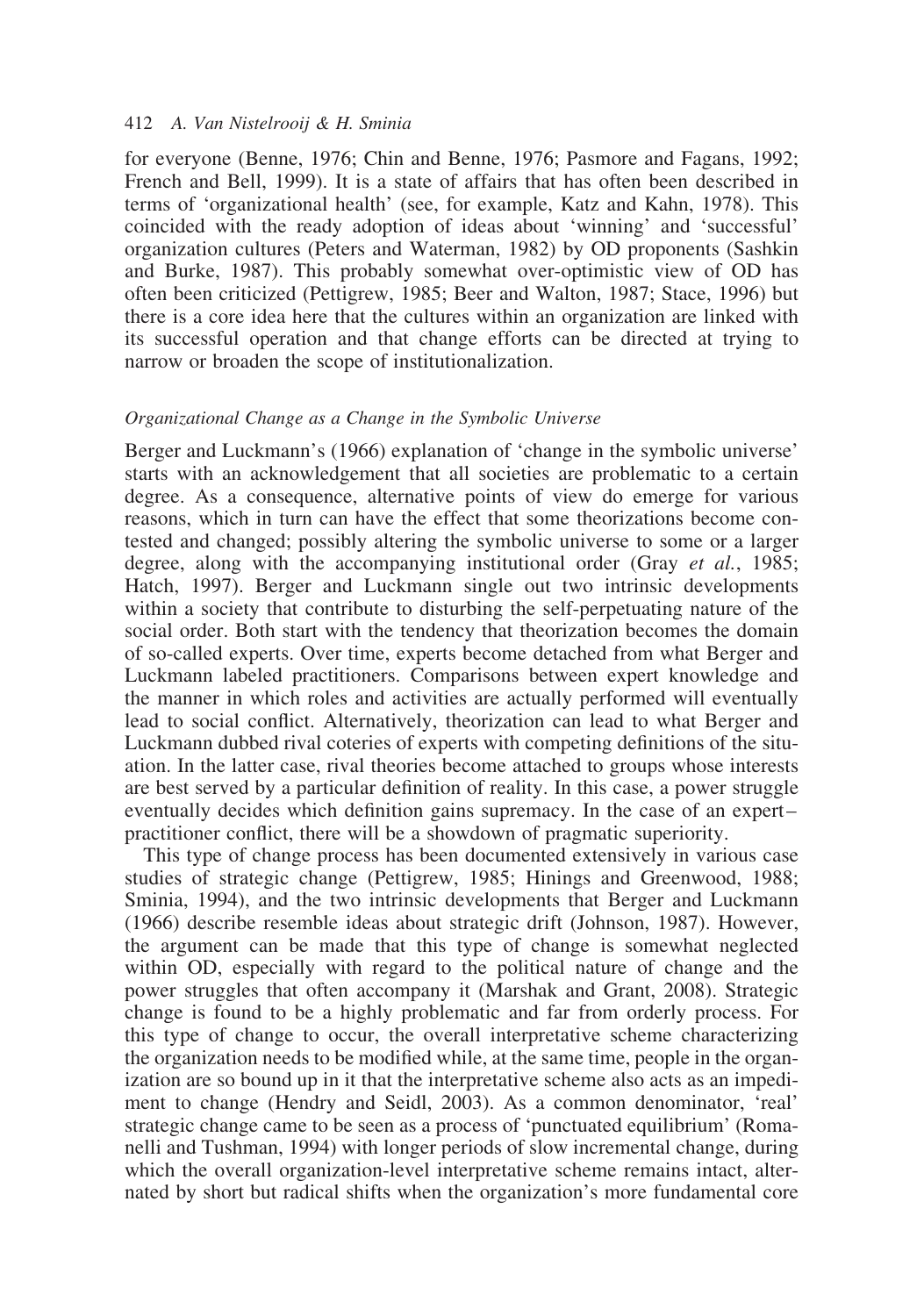for everyone (Benne, 1976; Chin and Benne, 1976; Pasmore and Fagans, 1992; French and Bell, 1999). It is a state of affairs that has often been described in terms of 'organizational health' (see, for example, Katz and Kahn, 1978). This coincided with the ready adoption of ideas about 'winning' and 'successful' organization cultures (Peters and Waterman, 1982) by OD proponents (Sashkin and Burke, 1987). This probably somewhat over-optimistic view of OD has often been criticized (Pettigrew, 1985; Beer and Walton, 1987; Stace, 1996) but there is a core idea here that the cultures within an organization are linked with its successful operation and that change efforts can be directed at trying to narrow or broaden the scope of institutionalization.

### *Organizational Change as a Change in the Symbolic Universe*

Berger and Luckmann's (1966) explanation of 'change in the symbolic universe' starts with an acknowledgement that all societies are problematic to a certain degree. As a consequence, alternative points of view do emerge for various reasons, which in turn can have the effect that some theorizations become contested and changed; possibly altering the symbolic universe to some or a larger degree, along with the accompanying institutional order (Gray *et al.*, 1985; Hatch, 1997). Berger and Luckmann single out two intrinsic developments within a society that contribute to disturbing the self-perpetuating nature of the social order. Both start with the tendency that theorization becomes the domain of so-called experts. Over time, experts become detached from what Berger and Luckmann labeled practitioners. Comparisons between expert knowledge and the manner in which roles and activities are actually performed will eventually lead to social conflict. Alternatively, theorization can lead to what Berger and Luckmann dubbed rival coteries of experts with competing definitions of the situation. In the latter case, rival theories become attached to groups whose interests are best served by a particular definition of reality. In this case, a power struggle eventually decides which definition gains supremacy. In the case of an expert–practitioner conflict, there will be a showdown of pragmatic superiority.

This type of change process has been documented extensively in various case studies of strategic change (Pettigrew, 1985; Hinings and Greenwood, 1988; Sminia, 1994), and the two intrinsic developments that Berger and Luckmann (1966) describe resemble ideas about strategic drift (Johnson, 1987). However, the argument can be made that this type of change is somewhat neglected within OD, especially with regard to the political nature of change and the power struggles that often accompany it (Marshak and Grant, 2008). Strategic change is found to be a highly problematic and far from orderly process. For this type of change to occur, the overall interpretative scheme characterizing the organization needs to be modified while, at the same time, people in the organization are so bound up in it that the interpretative scheme also acts as an impediment to change (Hendry and Seidl, 2003). As a common denominator, 'real' strategic change came to be seen as a process of 'punctuated equilibrium' (Romanelli and Tushman, 1994) with longer periods of slow incremental change, during which the overall organization-level interpretative scheme remains intact, alternated by short but radical shifts when the organization's more fundamental core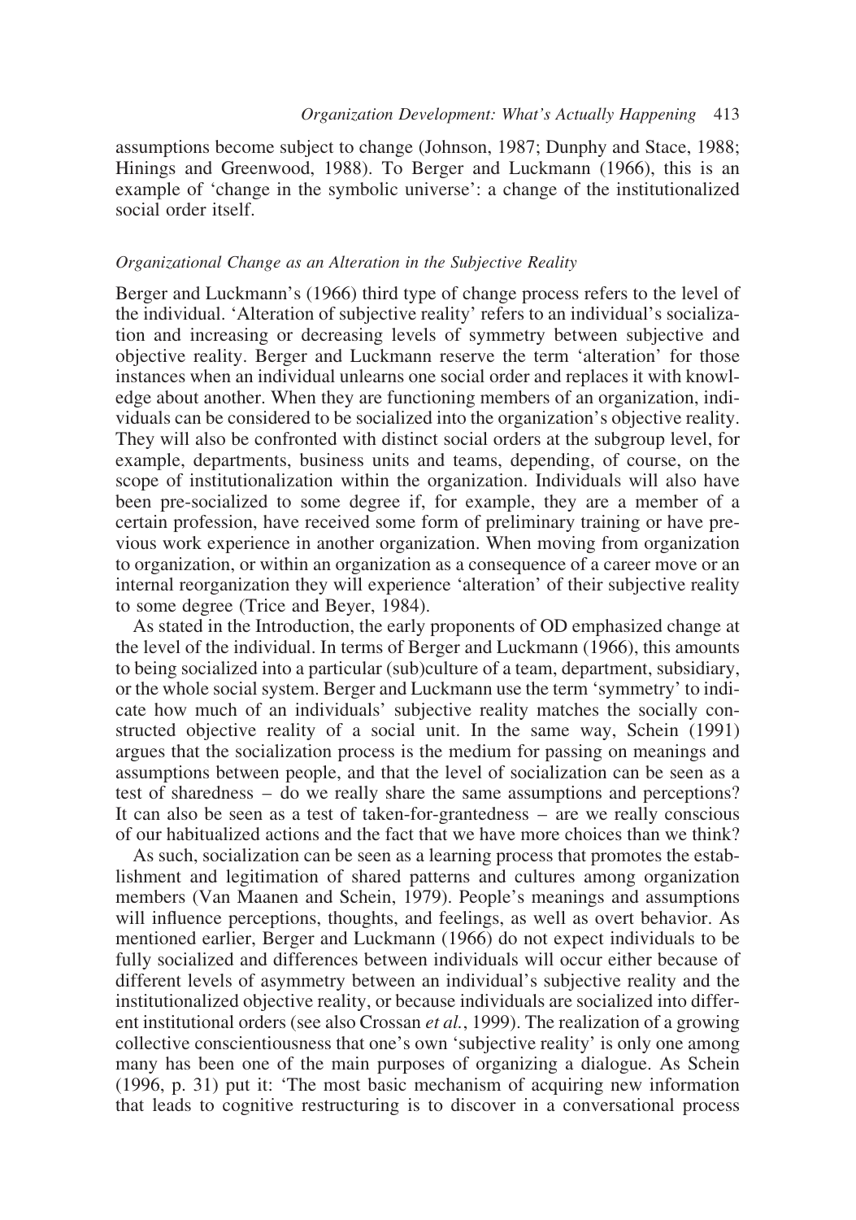assumptions become subject to change (Johnson, 1987; Dunphy and Stace, 1988; Hinings and Greenwood, 1988). To Berger and Luckmann (1966), this is an example of 'change in the symbolic universe': a change of the institutionalized social order itself.

### *Organizational Change as an Alteration in the Subjective Reality*

Berger and Luckmann's (1966) third type of change process refers to the level of the individual. 'Alteration of subjective reality' refers to an individual's socialization and increasing or decreasing levels of symmetry between subjective and objective reality. Berger and Luckmann reserve the term 'alteration' for those instances when an individual unlearns one social order and replaces it with knowledge about another. When they are functioning members of an organization, individuals can be considered to be socialized into the organization's objective reality. They will also be confronted with distinct social orders at the subgroup level, for example, departments, business units and teams, depending, of course, on the scope of institutionalization within the organization. Individuals will also have been pre-socialized to some degree if, for example, they are a member of a certain profession, have received some form of preliminary training or have previous work experience in another organization. When moving from organization to organization, or within an organization as a consequence of a career move or an internal reorganization they will experience 'alteration' of their subjective reality to some degree (Trice and Beyer, 1984).

As stated in the Introduction, the early proponents of OD emphasized change at the level of the individual. In terms of Berger and Luckmann (1966), this amounts to being socialized into a particular (sub)culture of a team, department, subsidiary, or the whole social system. Berger and Luckmann use the term 'symmetry' to indicate how much of an individuals' subjective reality matches the socially constructed objective reality of a social unit. In the same way, Schein (1991) argues that the socialization process is the medium for passing on meanings and assumptions between people, and that the level of socialization can be seen as a test of sharedness – do we really share the same assumptions and perceptions? It can also be seen as a test of taken-for-grantedness – are we really conscious of our habitualized actions and the fact that we have more choices than we think?

As such, socialization can be seen as a learning process that promotes the establishment and legitimation of shared patterns and cultures among organization members (Van Maanen and Schein, 1979). People's meanings and assumptions will influence perceptions, thoughts, and feelings, as well as overt behavior. As mentioned earlier, Berger and Luckmann (1966) do not expect individuals to be fully socialized and differences between individuals will occur either because of different levels of asymmetry between an individual's subjective reality and the institutionalized objective reality, or because individuals are socialized into different institutional orders (see also Crossan *et al.*, 1999). The realization of a growing collective conscientiousness that one's own 'subjective reality' is only one among many has been one of the main purposes of organizing a dialogue. As Schein (1996, p. 31) put it: 'The most basic mechanism of acquiring new information that leads to cognitive restructuring is to discover in a conversational process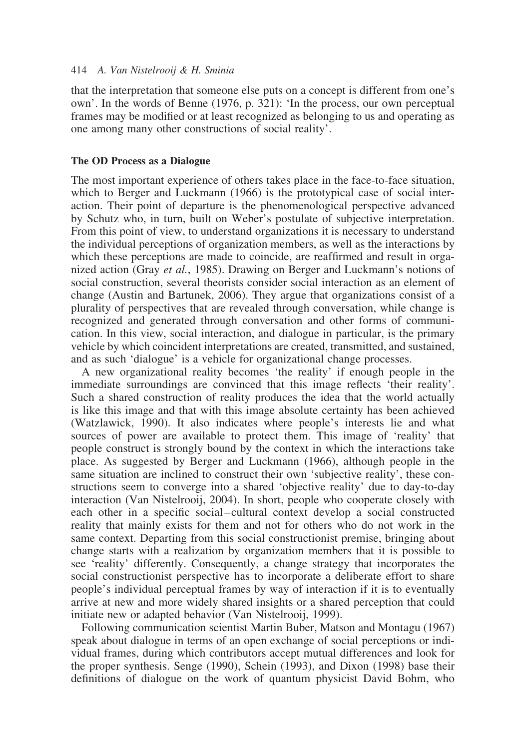that the interpretation that someone else puts on a concept is different from one's own'. In the words of Benne (1976, p. 321): 'In the process, our own perceptual frames may be modified or at least recognized as belonging to us and operating as one among many other constructions of social reality'.

### The OD Process as a Dialogue

The most important experience of others takes place in the face-to-face situation, which to Berger and Luckmann (1966) is the prototypical case of social interaction. Their point of departure is the phenomenological perspective advanced by Schutz who, in turn, built on Weber's postulate of subjective interpretation. From this point of view, to understand organizations it is necessary to understand the individual perceptions of organization members, as well as the interactions by which these perceptions are made to coincide, are reaffirmed and result in organized action (Gray *et al.*, 1985). Drawing on Berger and Luckmann's notions of social construction, several theorists consider social interaction as an element of change (Austin and Bartunek, 2006). They argue that organizations consist of a plurality of perspectives that are revealed through conversation, while change is recognized and generated through conversation and other forms of communication. In this view, social interaction, and dialogue in particular, is the primary vehicle by which coincident interpretations are created, transmitted, and sustained, and as such 'dialogue' is a vehicle for organizational change processes.

A new organizational reality becomes 'the reality' if enough people in the immediate surroundings are convinced that this image reflects 'their reality'. Such a shared construction of reality produces the idea that the world actually is like this image and that with this image absolute certainty has been achieved (Watzlawick, 1990). It also indicates where people's interests lie and what sources of power are available to protect them. This image of 'reality' that people construct is strongly bound by the context in which the interactions take place. As suggested by Berger and Luckmann (1966), although people in the same situation are inclined to construct their own 'subjective reality', these constructions seem to converge into a shared 'objective reality' due to day-to-day interaction (Van Nistelrooij, 2004). In short, people who cooperate closely with each other in a specific social–cultural context develop a social constructed reality that mainly exists for them and not for others who do not work in the same context. Departing from this social constructionist premise, bringing about change starts with a realization by organization members that it is possible to see 'reality' differently. Consequently, a change strategy that incorporates the social constructionist perspective has to incorporate a deliberate effort to share people's individual perceptual frames by way of interaction if it is to eventually arrive at new and more widely shared insights or a shared perception that could initiate new or adapted behavior (Van Nistelrooij, 1999).

Following communication scientist Martin Buber, Matson and Montagu (1967) speak about dialogue in terms of an open exchange of social perceptions or individual frames, during which contributors accept mutual differences and look for the proper synthesis. Senge (1990), Schein (1993), and Dixon (1998) base their definitions of dialogue on the work of quantum physicist David Bohm, who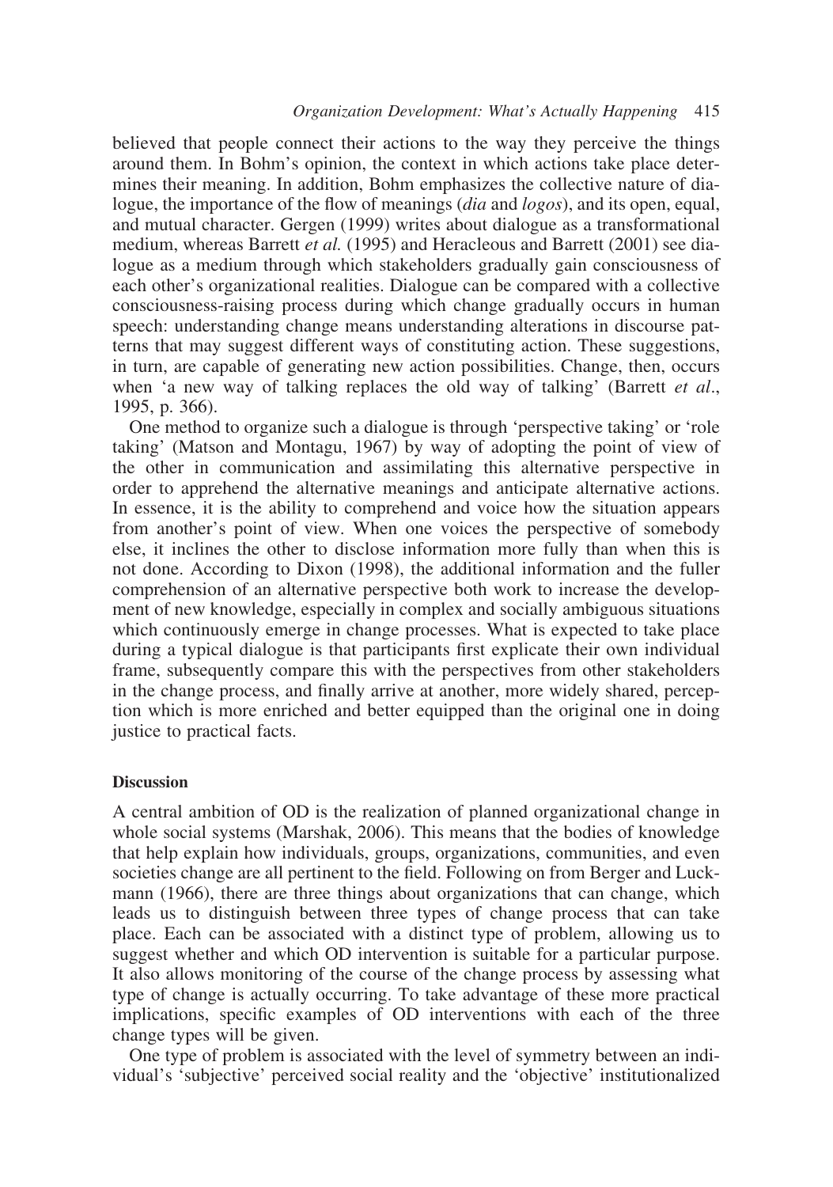believed that people connect their actions to the way they perceive the things around them. In Bohm's opinion, the context in which actions take place determines their meaning. In addition, Bohm emphasizes the collective nature of dialogue, the importance of the flow of meanings (*dia* and *logos*), and its open, equal, and mutual character. Gergen (1999) writes about dialogue as a transformational medium, whereas Barrett *et al.* (1995) and Heracleous and Barrett (2001) see dialogue as a medium through which stakeholders gradually gain consciousness of each other's organizational realities. Dialogue can be compared with a collective consciousness-raising process during which change gradually occurs in human speech: understanding change means understanding alterations in discourse patterns that may suggest different ways of constituting action. These suggestions, in turn, are capable of generating new action possibilities. Change, then, occurs when 'a new way of talking replaces the old way of talking' (Barrett *et al.*, 1995, p. 366).

One method to organize such a dialogue is through 'perspective taking' or 'role taking' (Matson and Montagu, 1967) by way of adopting the point of view of the other in communication and assimilating this alternative perspective in order to apprehend the alternative meanings and anticipate alternative actions. In essence, it is the ability to comprehend and voice how the situation appears from another's point of view. When one voices the perspective of somebody else, it inclines the other to disclose information more fully than when this is not done. According to Dixon (1998), the additional information and the fuller comprehension of an alternative perspective both work to increase the development of new knowledge, especially in complex and socially ambiguous situations which continuously emerge in change processes. What is expected to take place during a typical dialogue is that participants first explicate their own individual frame, subsequently compare this with the perspectives from other stakeholders in the change process, and finally arrive at another, more widely shared, perception which is more enriched and better equipped than the original one in doing justice to practical facts.

## Discussion

A central ambition of OD is the realization of planned organizational change in whole social systems (Marshak, 2006). This means that the bodies of knowledge that help explain how individuals, groups, organizations, communities, and even societies change are all pertinent to the field. Following on from Berger and Luckmann (1966), there are three things about organizations that can change, which leads us to distinguish between three types of change process that can take place. Each can be associated with a distinct type of problem, allowing us to suggest whether and which OD intervention is suitable for a particular purpose. It also allows monitoring of the course of the change process by assessing what type of change is actually occurring. To take advantage of these more practical implications, specific examples of OD interventions with each of the three change types will be given.

One type of problem is associated with the level of symmetry between an individual's 'subjective' perceived social reality and the 'objective' institutionalized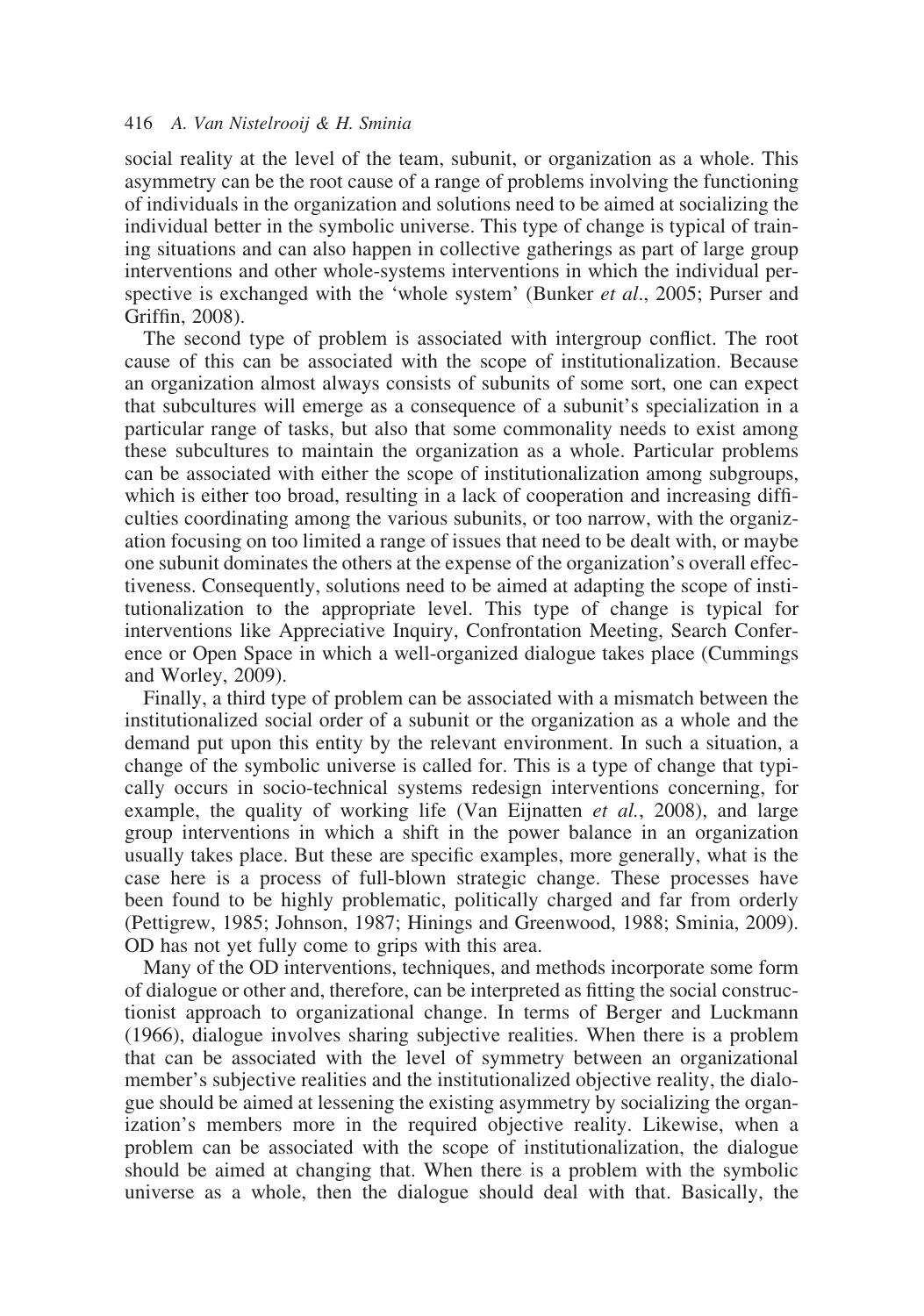social reality at the level of the team, subunit, or organization as a whole. This asymmetry can be the root cause of a range of problems involving the functioning of individuals in the organization and solutions need to be aimed at socializing the individual better in the symbolic universe. This type of change is typical of training situations and can also happen in collective gatherings as part of large group interventions and other whole-systems interventions in which the individual perspective is exchanged with the 'whole system' (Bunker *et al*., 2005; Purser and Griffin, 2008).

The second type of problem is associated with intergroup conflict. The root cause of this can be associated with the scope of institutionalization. Because an organization almost always consists of subunits of some sort, one can expect that subcultures will emerge as a consequence of a subunit's specialization in a particular range of tasks, but also that some commonality needs to exist among these subcultures to maintain the organization as a whole. Particular problems can be associated with either the scope of institutionalization among subgroups, which is either too broad, resulting in a lack of cooperation and increasing difficulties coordinating among the various subunits, or too narrow, with the organization focusing on too limited a range of issues that need to be dealt with, or maybe one subunit dominates the others at the expense of the organization's overall effectiveness. Consequently, solutions need to be aimed at adapting the scope of institutionalization to the appropriate level. This type of change is typical for interventions like Appreciative Inquiry, Confrontation Meeting, Search Conference or Open Space in which a well-organized dialogue takes place (Cummings and Worley, 2009).

Finally, a third type of problem can be associated with a mismatch between the institutionalized social order of a subunit or the organization as a whole and the demand put upon this entity by the relevant environment. In such a situation, a change of the symbolic universe is called for. This is a type of change that typically occurs in socio-technical systems redesign interventions concerning, for example, the quality of working life (Van Eijnatten *et al.*, 2008), and large group interventions in which a shift in the power balance in an organization usually takes place. But these are specific examples, more generally, what is the case here is a process of full-blown strategic change. These processes have been found to be highly problematic, politically charged and far from orderly (Pettigrew, 1985; Johnson, 1987; Hinings and Greenwood, 1988; Sminia, 2009). OD has not yet fully come to grips with this area.

Many of the OD interventions, techniques, and methods incorporate some form of dialogue or other and, therefore, can be interpreted as fitting the social constructionist approach to organizational change. In terms of Berger and Luckmann (1966), dialogue involves sharing subjective realities. When there is a problem that can be associated with the level of symmetry between an organizational member's subjective realities and the institutionalized objective reality, the dialogue should be aimed at lessening the existing asymmetry by socializing the organization's members more in the required objective reality. Likewise, when a problem can be associated with the scope of institutionalization, the dialogue should be aimed at changing that. When there is a problem with the symbolic universe as a whole, then the dialogue should deal with that. Basically, the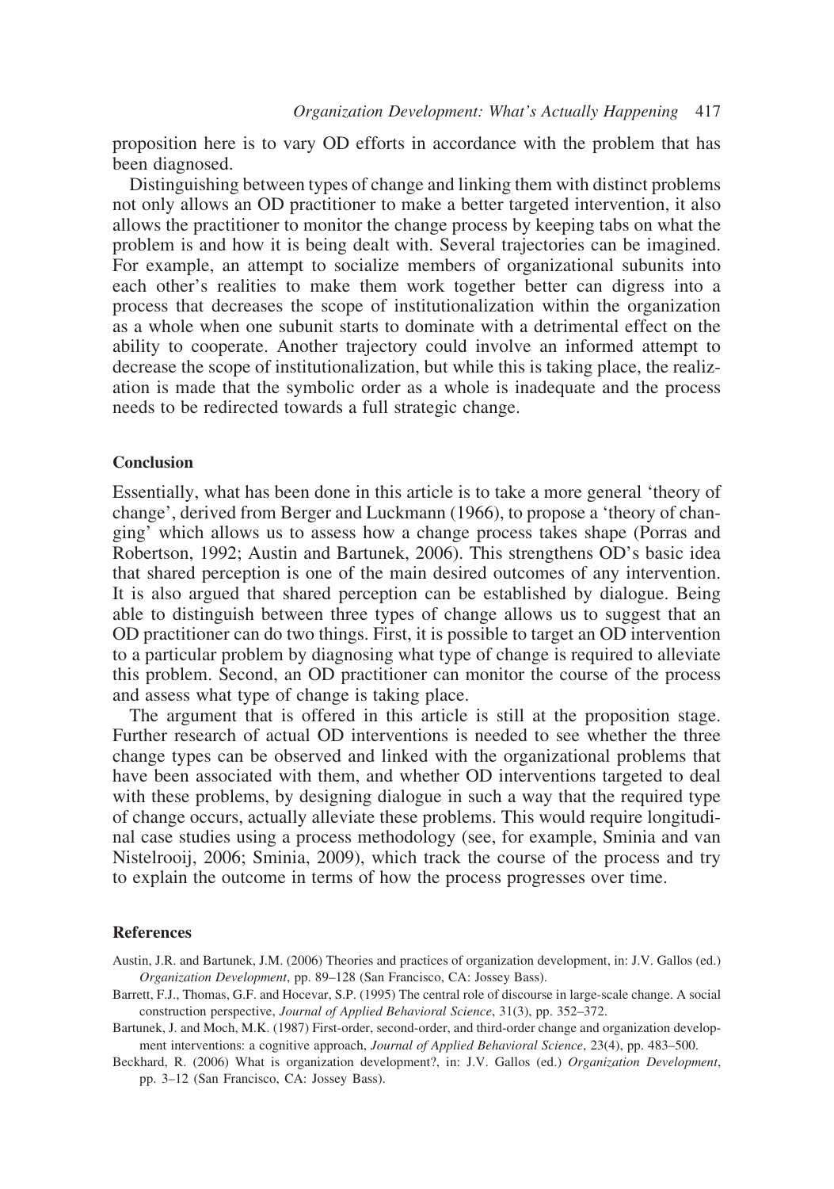proposition here is to vary OD efforts in accordance with the problem that has been diagnosed.

Distinguishing between types of change and linking them with distinct problems not only allows an OD practitioner to make a better targeted intervention, it also allows the practitioner to monitor the change process by keeping tabs on what the problem is and how it is being dealt with. Several trajectories can be imagined. For example, an attempt to socialize members of organizational subunits into each other's realities to make them work together better can digress into a process that decreases the scope of institutionalization within the organization as a whole when one subunit starts to dominate with a detrimental effect on the ability to cooperate. Another trajectory could involve an informed attempt to decrease the scope of institutionalization, but while this is taking place, the realization is made that the symbolic order as a whole is inadequate and the process needs to be redirected towards a full strategic change.

## Conclusion

Essentially, what has been done in this article is to take a more general 'theory of change', derived from Berger and Luckmann (1966), to propose a 'theory of changing' which allows us to assess how a change process takes shape (Porras and Robertson, 1992; Austin and Bartunek, 2006). This strengthens OD's basic idea that shared perception is one of the main desired outcomes of any intervention. It is also argued that shared perception can be established by dialogue. Being able to distinguish between three types of change allows us to suggest that an OD practitioner can do two things. First, it is possible to target an OD intervention to a particular problem by diagnosing what type of change is required to alleviate this problem. Second, an OD practitioner can monitor the course of the process and assess what type of change is taking place.

The argument that is offered in this article is still at the proposition stage. Further research of actual OD interventions is needed to see whether the three change types can be observed and linked with the organizational problems that have been associated with them, and whether OD interventions targeted to deal with these problems, by designing dialogue in such a way that the required type of change occurs, actually alleviate these problems. This would require longitudinal case studies using a process methodology (see, for example, Sminia and van Nistelrooij, 2006; Sminia, 2009), which track the course of the process and try to explain the outcome in terms of how the process progresses over time.

## References

Austin, J.R. and Bartunek, J.M. (2006) Theories and practices of organization development, in: J.V. Gallos (ed.) *Organization Development*, pp. 89–128 (San Francisco, CA: Jossey Bass).

Barrett, F.J., Thomas, G.F. and Hocevar, S.P. (1995) The central role of discourse in large-scale change. A social construction perspective, *Journal of Applied Behavioral Science*, 31(3), pp. 352–372.

Bartunek, J. and Moch, M.K. (1987) First-order, second-order, and third-order change and organization development interventions: a cognitive approach, *Journal of Applied Behavioral Science*, 23(4), pp. 483–500.

Beckhard, R. (2006) What is organization development?, in: J.V. Gallos (ed.) *Organization Development*, pp. 3–12 (San Francisco, CA: Jossey Bass).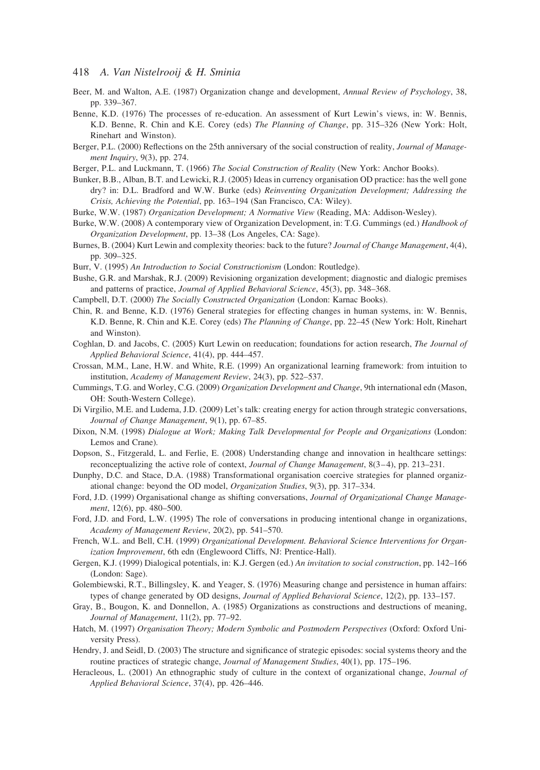Beer, M. and Walton, A.E. (1987) Organization change and development, *Annual Review of Psychology*, 38, pp. 339–367.

Benne, K.D. (1976) The processes of re-education. An assessment of Kurt Lewin's views, in: W. Bennis, K.D. Benne, R. Chin and K.E. Corey (eds) *The Planning of Change*, pp. 315–326 (New York: Holt, Rinehart and Winston).

Berger, P.L. (2000) Reflections on the 25th anniversary of the social construction of reality, *Journal of Management Inquiry*, 9(3), pp. 274.

Berger, P.L. and Luckmann, T. (1966) *The Social Construction of Reality* (New York: Anchor Books).

Bunker, B.B., Alban, B.T. and Lewicki, R.J. (2005) Ideas in currency organisation OD practice: has the well gone dry? in: D.L. Bradford and W.W. Burke (eds) *Reinventing Organization Development; Addressing the Crisis, Achieving the Potential*, pp. 163–194 (San Francisco, CA: Wiley).

Burke, W.W. (1987) *Organization Development; A Normative View* (Reading, MA: Addison-Wesley).

Burke, W.W. (2008) A contemporary view of Organization Development, in: T.G. Cummings (ed.) *Handbook of Organization Development*, pp. 13–38 (Los Angeles, CA: Sage).

Burnes, B. (2004) Kurt Lewin and complexity theories: back to the future? *Journal of Change Management*, 4(4), pp. 309–325.

Burr, V. (1995) *An Introduction to Social Constructionism* (London: Routledge).

Bushe, G.R. and Marshak, R.J. (2009) Revisioning organization development; diagnostic and dialogic premises and patterns of practice, *Journal of Applied Behavioral Science*, 45(3), pp. 348–368.

Campbell, D.T. (2000) *The Socially Constructed Organization* (London: Karnac Books).

Chin, R. and Benne, K.D. (1976) General strategies for effecting changes in human systems, in: W. Bennis, K.D. Benne, R. Chin and K.E. Corey (eds) *The Planning of Change*, pp. 22–45 (New York: Holt, Rinehart and Winston).

Coghlan, D. and Jacobs, C. (2005) Kurt Lewin on reeducation; foundations for action research, *The Journal of Applied Behavioral Science*, 41(4), pp. 444–457.

Crossan, M.M., Lane, H.W. and White, R.E. (1999) An organizational learning framework: from intuition to institution, *Academy of Management Review*, 24(3), pp. 522–537.

Cummings, T.G. and Worley, C.G. (2009) *Organization Development and Change*, 9th international edn (Mason, OH: South-Western College).

Di Virgilio, M.E. and Ludema, J.D. (2009) Let's talk: creating energy for action through strategic conversations, *Journal of Change Management*, 9(1), pp. 67–85.

Dixon, N.M. (1998) *Dialogue at Work; Making Talk Developmental for People and Organizations* (London: Lemos and Crane).

Dopson, S., Fitzgerald, L. and Ferlie, E. (2008) Understanding change and innovation in healthcare settings: reconceptualizing the active role of context, *Journal of Change Management*, 8(3–4), pp. 213–231.

Dunphy, D.C. and Stace, D.A. (1988) Transformational organisation coercive strategies for planned organizational change: beyond the OD model, *Organization Studies*, 9(3), pp. 317–334.

Ford, J.D. (1999) Organisational change as shifting conversations, *Journal of Organizational Change Management*, 12(6), pp. 480–500.

Ford, J.D. and Ford, L.W. (1995) The role of conversations in producing intentional change in organizations, *Academy of Management Review*, 20(2), pp. 541–570.

French, W.L. and Bell, C.H. (1999) *Organizational Development. Behavioral Science Interventions for Organization Improvement*, 6th edn (Englewood Cliffs, NJ: Prentice-Hall).

Gergen, K.J. (1999) Dialogical potentials, in: K.J. Gergen (ed.) *An invitation to social construction*, pp. 142–166 (London: Sage).

Golembiewski, R.T., Billingsley, K. and Yeager, S. (1976) Measuring change and persistence in human affairs: types of change generated by OD designs, *Journal of Applied Behavioral Science*, 12(2), pp. 133–157.

Gray, B., Bougon, K. and Donnellon, A. (1985) Organizations as constructions and destructions of meaning, *Journal of Management*, 11(2), pp. 77–92.

Hatch, M. (1997) *Organisation Theory; Modern Symbolic and Postmodern Perspectives* (Oxford: Oxford University Press).

Hendry, J. and Seidl, D. (2003) The structure and significance of strategic episodes: social systems theory and the routine practices of strategic change, *Journal of Management Studies*, 40(1), pp. 175–196.

Heracleous, L. (2001) An ethnographic study of culture in the context of organizational change, *Journal of Applied Behavioral Science*, 37(4), pp. 426–446.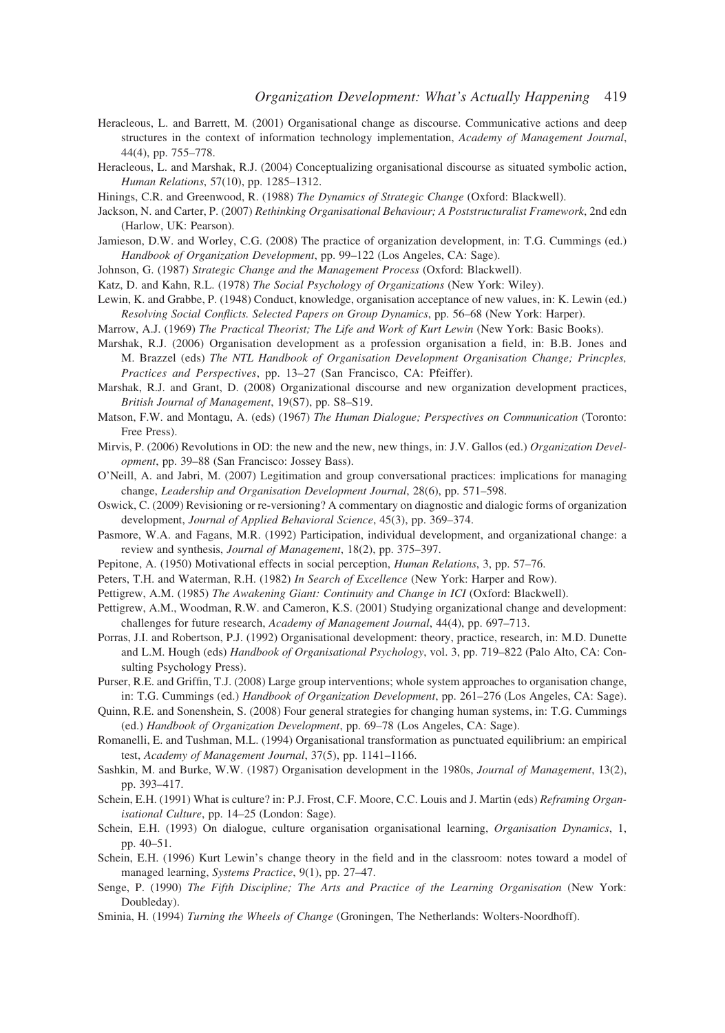Heracleous, L. and Barrett, M. (2001) Organisational change as discourse. Communicative actions and deep structures in the context of information technology implementation, *Academy of Management Journal*, 44(4), pp. 755–778.

Heracleous, L. and Marshak, R.J. (2004) Conceptualizing organisational discourse as situated symbolic action, *Human Relations*, 57(10), pp. 1285–1312.

Hinings, C.R. and Greenwood, R. (1988) *The Dynamics of Strategic Change* (Oxford: Blackwell).

Jackson, N. and Carter, P. (2007) *Rethinking Organisational Behaviour; A Poststructuralist Framework*, 2nd edn (Harlow, UK: Pearson).

Jamieson, D.W. and Worley, C.G. (2008) The practice of organization development, in: T.G. Cummings (ed.) *Handbook of Organization Development*, pp. 99–122 (Los Angeles, CA: Sage).

Johnson, G. (1987) *Strategic Change and the Management Process* (Oxford: Blackwell).

Katz, D. and Kahn, R.L. (1978) *The Social Psychology of Organizations* (New York: Wiley).

Lewin, K. and Grabbe, P. (1948) Conduct, knowledge, organisation acceptance of new values, in: K. Lewin (ed.) *Resolving Social Conflicts. Selected Papers on Group Dynamics*, pp. 56–68 (New York: Harper).

Marrow, A.J. (1969) *The Practical Theorist; The Life and Work of Kurt Lewin* (New York: Basic Books).

Marshak, R.J. (2006) Organisation development as a profession organisation a field, in: B.B. Jones and M. Brazzel (eds) *The NTL Handbook of Organisation Development Organisation Change; Princples, Practices and Perspectives*, pp. 13–27 (San Francisco, CA: Pfeiffer).

Marshak, R.J. and Grant, D. (2008) Organizational discourse and new organization development practices, *British Journal of Management*, 19(S7), pp. S8–S19.

Matson, F.W. and Montagu, A. (eds) (1967) *The Human Dialogue; Perspectives on Communication* (Toronto: Free Press).

Mirvis, P. (2006) Revolutions in OD: the new and the new, new things, in: J.V. Gallos (ed.) *Organization Development*, pp. 39–88 (San Francisco: Jossey Bass).

O'Neill, A. and Jabri, M. (2007) Legitimation and group conversational practices: implications for managing change, *Leadership and Organisation Development Journal*, 28(6), pp. 571–598.

Oswick, C. (2009) Revisioning or re-versioning? A commentary on diagnostic and dialogic forms of organization development, *Journal of Applied Behavioral Science*, 45(3), pp. 369–374.

Pasmore, W.A. and Fagans, M.R. (1992) Participation, individual development, and organizational change: a review and synthesis, *Journal of Management*, 18(2), pp. 375–397.

Pepitone, A. (1950) Motivational effects in social perception, *Human Relations*, 3, pp. 57–76.

Peters, T.H. and Waterman, R.H. (1982) *In Search of Excellence* (New York: Harper and Row).

Pettigrew, A.M. (1985) *The Awakening Giant: Continuity and Change in ICI* (Oxford: Blackwell).

Pettigrew, A.M., Woodman, R.W. and Cameron, K.S. (2001) Studying organizational change and development: challenges for future research, *Academy of Management Journal*, 44(4), pp. 697–713.

Porras, J.I. and Robertson, P.J. (1992) Organisational development: theory, practice, research, in: M.D. Dunette and L.M. Hough (eds) *Handbook of Organisational Psychology*, vol. 3, pp. 719–822 (Palo Alto, CA: Consulting Psychology Press).

Purser, R.E. and Griffin, T.J. (2008) Large group interventions; whole system approaches to organisation change, in: T.G. Cummings (ed.) *Handbook of Organization Development*, pp. 261–276 (Los Angeles, CA: Sage).

Quinn, R.E. and Sonenshein, S. (2008) Four general strategies for changing human systems, in: T.G. Cummings (ed.) *Handbook of Organization Development*, pp. 69–78 (Los Angeles, CA: Sage).

Romanelli, E. and Tushman, M.L. (1994) Organisational transformation as punctuated equilibrium: an empirical test, *Academy of Management Journal*, 37(5), pp. 1141–1166.

Sashkin, M. and Burke, W.W. (1987) Organisation development in the 1980s, *Journal of Management*, 13(2), pp. 393–417.

Schein, E.H. (1991) What is culture? in: P.J. Frost, C.F. Moore, C.C. Louis and J. Martin (eds) *Reframing Organisational Culture*, pp. 14–25 (London: Sage).

Schein, E.H. (1993) On dialogue, culture organisation organisational learning, *Organisation Dynamics*, 1, pp. 40–51.

Schein, E.H. (1996) Kurt Lewin's change theory in the field and in the classroom: notes toward a model of managed learning, *Systems Practice*, 9(1), pp. 27–47.

Senge, P. (1990) *The Fifth Discipline; The Arts and Practice of the Learning Organisation* (New York: Doubleday).

Sminia, H. (1994) *Turning the Wheels of Change* (Groningen, The Netherlands: Wolters-Noordhoff).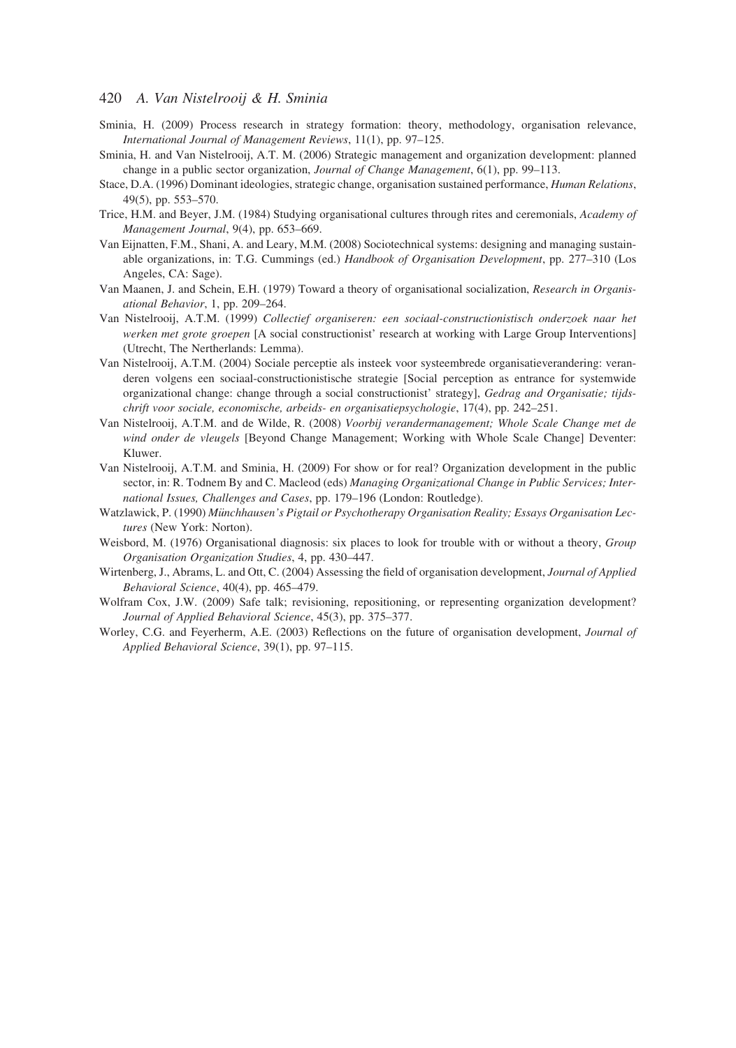Sminia, H. (2009) Process research in strategy formation: theory, methodology, organisation relevance, *International Journal of Management Reviews*, 11(1), pp. 97–125.

Sminia, H. and Van Nistelrooij, A.T. M. (2006) Strategic management and organization development: planned change in a public sector organization, *Journal of Change Management*, 6(1), pp. 99–113.

Stace, D.A. (1996) Dominant ideologies, strategic change, organisation sustained performance, *Human Relations*, 49(5), pp. 553–570.

Trice, H.M. and Beyer, J.M. (1984) Studying organisational cultures through rites and ceremonials, *Academy of Management Journal*, 9(4), pp. 653–669.

Van Eijnatten, F.M., Shani, A. and Leary, M.M. (2008) Sociotechnical systems: designing and managing sustainable organizations, in: T.G. Cummings (ed.) *Handbook of Organisation Development*, pp. 277–310 (Los Angeles, CA: Sage).

Van Maanen, J. and Schein, E.H. (1979) Toward a theory of organisational socialization, *Research in Organisational Behavior*, 1, pp. 209–264.

Van Nistelrooij, A.T.M. (1999) *Collectief organiseren: een sociaal-constructionistisch onderzoek naar het werken met grote groepen* [A social constructionist' research at working with Large Group Interventions] (Utrecht, The Nertherlands: Lemma).

Van Nistelrooij, A.T.M. (2004) Sociale perceptie als insteek voor systeembrede organisatieverandering: veranderen volgens een sociaal-constructionistische strategie [Social perception as entrance for systemwide organizational change: change through a social constructionist' strategy], *Gedrag and Organisatie; tijdschrift voor sociale, economische, arbeids- en organisatiepsychologie*, 17(4), pp. 242–251.

Van Nistelrooij, A.T.M. and de Wilde, R. (2008) *Voorbij verandermanagement; Whole Scale Change met de wind onder de vleugels* [Beyond Change Management; Working with Whole Scale Change] Deventer: Kluwer.

Van Nistelrooij, A.T.M. and Sminia, H. (2009) For show or for real? Organization development in the public sector, in: R. Todnem By and C. Macleod (eds) *Managing Organizational Change in Public Services; International Issues, Challenges and Cases*, pp. 179–196 (London: Routledge).

Watzlawick, P. (1990) *Münchhausen's Pigtail or Psychotherapy Organisation Reality; Essays Organisation Lectures* (New York: Norton).

Weisbord, M. (1976) Organisational diagnosis: six places to look for trouble with or without a theory, *Group Organisation Organization Studies*, 4, pp. 430–447.

Wirtenberg, J., Abrams, L. and Ott, C. (2004) Assessing the field of organisation development, *Journal of Applied Behavioral Science*, 40(4), pp. 465–479.

Wolfram Cox, J.W. (2009) Safe talk; revisioning, repositioning, or representing organization development? *Journal of Applied Behavioral Science*, 45(3), pp. 375–377.

Worley, C.G. and Feyerherm, A.E. (2003) Reflections on the future of organisation development, *Journal of Applied Behavioral Science*, 39(1), pp. 97–115.